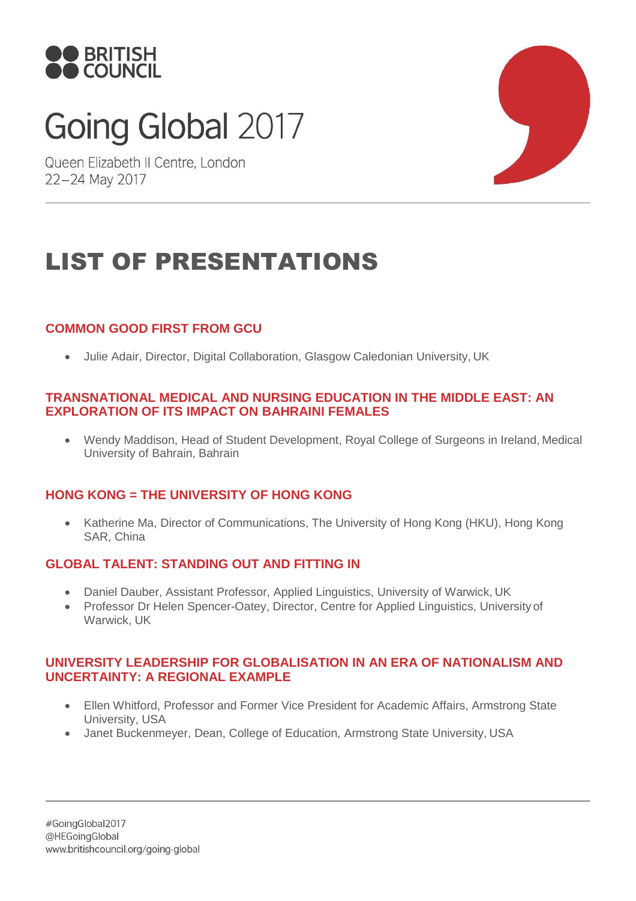BRITISH COUNCIL

# Going Global 2017

Queen Elizabeth II Centre, London
22–24 May 2017

## LIST OF PRESENTATIONS

### COMMON GOOD FIRST FROM GCU

- Julie Adair, Director, Digital Collaboration, Glasgow Caledonian University, UK

### TRANSNATIONAL MEDICAL AND NURSING EDUCATION IN THE MIDDLE EAST: AN EXPLORATION OF ITS IMPACT ON BAHRAINI FEMALES

- Wendy Maddison, Head of Student Development, Royal College of Surgeons in Ireland, Medical University of Bahrain, Bahrain

### HONG KONG = THE UNIVERSITY OF HONG KONG

- Katherine Ma, Director of Communications, The University of Hong Kong (HKU), Hong Kong SAR, China

### GLOBAL TALENT: STANDING OUT AND FITTING IN

- Daniel Dauber, Assistant Professor, Applied Linguistics, University of Warwick, UK
- Professor Dr Helen Spencer-Oatey, Director, Centre for Applied Linguistics, University of Warwick, UK

### UNIVERSITY LEADERSHIP FOR GLOBALISATION IN AN ERA OF NATIONALISM AND UNCERTAINTY: A REGIONAL EXAMPLE

- Ellen Whitford, Professor and Former Vice President for Academic Affairs, Armstrong State University, USA
- Janet Buckenmeyer, Dean, College of Education, Armstrong State University, USA

#GoingGlobal2017
@HEGoingGlobal
www.britishcouncil.org/going-global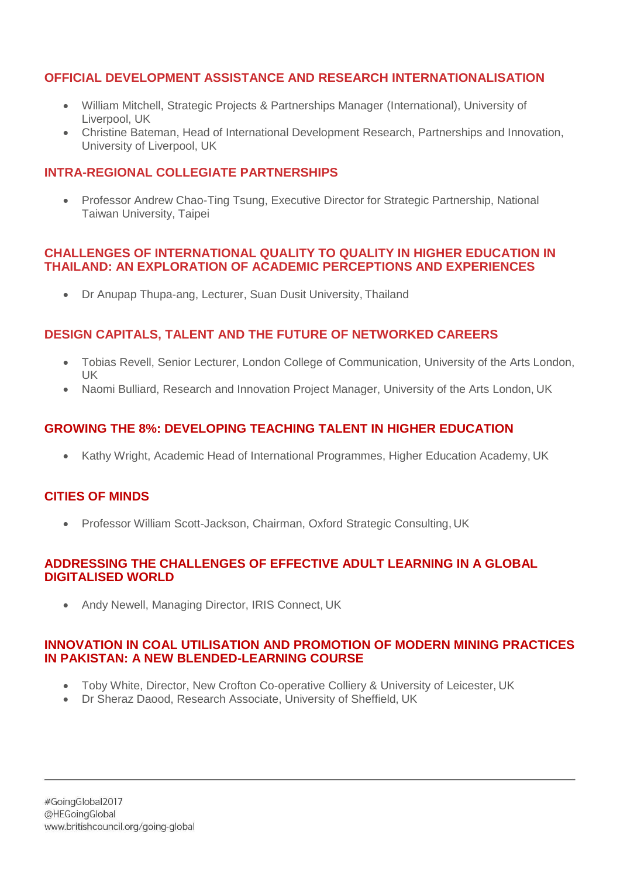## OFFICIAL DEVELOPMENT ASSISTANCE AND RESEARCH INTERNATIONALISATION

- William Mitchell, Strategic Projects & Partnerships Manager (International), University of Liverpool, UK
- Christine Bateman, Head of International Development Research, Partnerships and Innovation, University of Liverpool, UK

## INTRA-REGIONAL COLLEGIATE PARTNERSHIPS

- Professor Andrew Chao-Ting Tsung, Executive Director for Strategic Partnership, National Taiwan University, Taipei

## CHALLENGES OF INTERNATIONAL QUALITY TO QUALITY IN HIGHER EDUCATION IN THAILAND: AN EXPLORATION OF ACADEMIC PERCEPTIONS AND EXPERIENCES

- Dr Anupap Thupa-ang, Lecturer, Suan Dusit University, Thailand

## DESIGN CAPITALS, TALENT AND THE FUTURE OF NETWORKED CAREERS

- Tobias Revell, Senior Lecturer, London College of Communication, University of the Arts London, UK
- Naomi Bulliard, Research and Innovation Project Manager, University of the Arts London, UK

## GROWING THE 8%: DEVELOPING TEACHING TALENT IN HIGHER EDUCATION

- Kathy Wright, Academic Head of International Programmes, Higher Education Academy, UK

## CITIES OF MINDS

- Professor William Scott-Jackson, Chairman, Oxford Strategic Consulting, UK

## ADDRESSING THE CHALLENGES OF EFFECTIVE ADULT LEARNING IN A GLOBAL DIGITALISED WORLD

- Andy Newell, Managing Director, IRIS Connect, UK

## INNOVATION IN COAL UTILISATION AND PROMOTION OF MODERN MINING PRACTICES IN PAKISTAN: A NEW BLENDED-LEARNING COURSE

- Toby White, Director, New Crofton Co-operative Colliery & University of Leicester, UK
- Dr Sheraz Daood, Research Associate, University of Sheffield, UK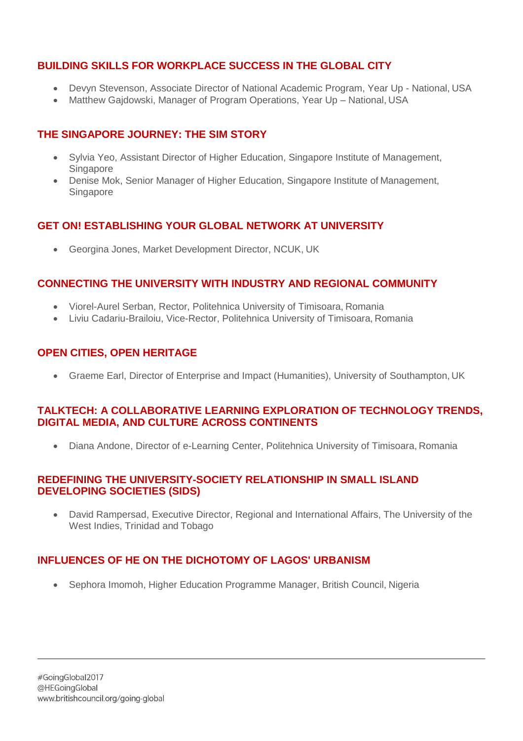### BUILDING SKILLS FOR WORKPLACE SUCCESS IN THE GLOBAL CITY

- Devyn Stevenson, Associate Director of National Academic Program, Year Up - National, USA
- Matthew Gajdowski, Manager of Program Operations, Year Up – National, USA

### THE SINGAPORE JOURNEY: THE SIM STORY

- Sylvia Yeo, Assistant Director of Higher Education, Singapore Institute of Management, Singapore
- Denise Mok, Senior Manager of Higher Education, Singapore Institute of Management, Singapore

### GET ON! ESTABLISHING YOUR GLOBAL NETWORK AT UNIVERSITY

- Georgina Jones, Market Development Director, NCUK, UK

### CONNECTING THE UNIVERSITY WITH INDUSTRY AND REGIONAL COMMUNITY

- Viorel-Aurel Serban, Rector, Politehnica University of Timisoara, Romania
- Liviu Cadariu-Brailoiu, Vice-Rector, Politehnica University of Timisoara, Romania

### OPEN CITIES, OPEN HERITAGE

- Graeme Earl, Director of Enterprise and Impact (Humanities), University of Southampton, UK

### TALKTECH: A COLLABORATIVE LEARNING EXPLORATION OF TECHNOLOGY TRENDS, DIGITAL MEDIA, AND CULTURE ACROSS CONTINENTS

- Diana Andone, Director of e-Learning Center, Politehnica University of Timisoara, Romania

### REDEFINING THE UNIVERSITY-SOCIETY RELATIONSHIP IN SMALL ISLAND DEVELOPING SOCIETIES (SIDS)

- David Rampersad, Executive Director, Regional and International Affairs, The University of the West Indies, Trinidad and Tobago

### INFLUENCES OF HE ON THE DICHOTOMY OF LAGOS' URBANISM

- Sephora Imomoh, Higher Education Programme Manager, British Council, Nigeria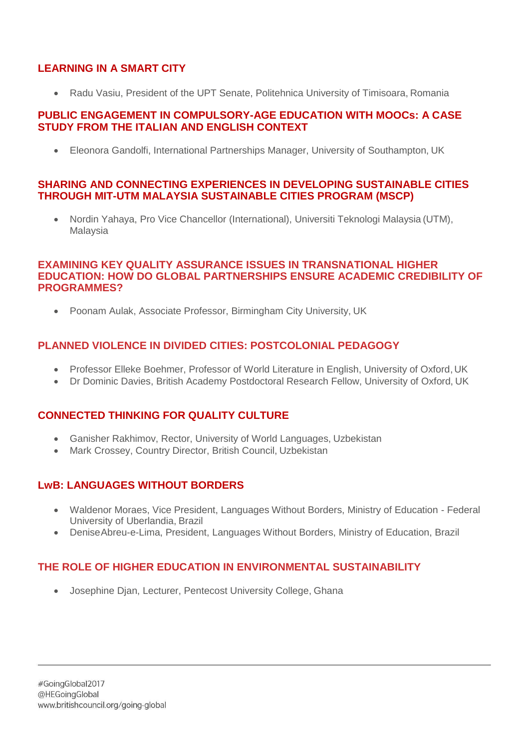### LEARNING IN A SMART CITY

- Radu Vasiu, President of the UPT Senate, Politehnica University of Timisoara, Romania

### PUBLIC ENGAGEMENT IN COMPULSORY-AGE EDUCATION WITH MOOCs: A CASE STUDY FROM THE ITALIAN AND ENGLISH CONTEXT

- Eleonora Gandolfi, International Partnerships Manager, University of Southampton, UK

### SHARING AND CONNECTING EXPERIENCES IN DEVELOPING SUSTAINABLE CITIES THROUGH MIT-UTM MALAYSIA SUSTAINABLE CITIES PROGRAM (MSCP)

- Nordin Yahaya, Pro Vice Chancellor (International), Universiti Teknologi Malaysia (UTM), Malaysia

### EXAMINING KEY QUALITY ASSURANCE ISSUES IN TRANSNATIONAL HIGHER EDUCATION: HOW DO GLOBAL PARTNERSHIPS ENSURE ACADEMIC CREDIBILITY OF PROGRAMMES?

- Poonam Aulak, Associate Professor, Birmingham City University, UK

### PLANNED VIOLENCE IN DIVIDED CITIES: POSTCOLONIAL PEDAGOGY

- Professor Elleke Boehmer, Professor of World Literature in English, University of Oxford, UK
- Dr Dominic Davies, British Academy Postdoctoral Research Fellow, University of Oxford, UK

### CONNECTED THINKING FOR QUALITY CULTURE

- Ganisher Rakhimov, Rector, University of World Languages, Uzbekistan
- Mark Crossey, Country Director, British Council, Uzbekistan

### LwB: LANGUAGES WITHOUT BORDERS

- Waldenor Moraes, Vice President, Languages Without Borders, Ministry of Education - Federal University of Uberlandia, Brazil
- Denise Abreu-e-Lima, President, Languages Without Borders, Ministry of Education, Brazil

### THE ROLE OF HIGHER EDUCATION IN ENVIRONMENTAL SUSTAINABILITY

- Josephine Djan, Lecturer, Pentecost University College, Ghana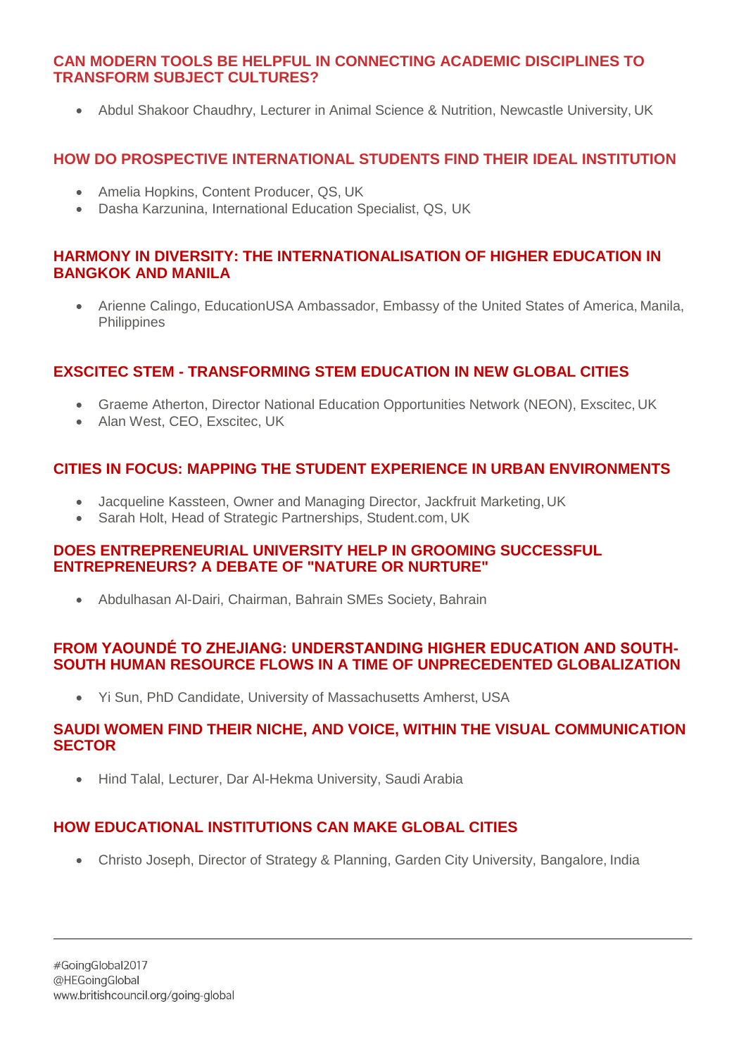### CAN MODERN TOOLS BE HELPFUL IN CONNECTING ACADEMIC DISCIPLINES TO TRANSFORM SUBJECT CULTURES?

- Abdul Shakoor Chaudhry, Lecturer in Animal Science & Nutrition, Newcastle University, UK

### HOW DO PROSPECTIVE INTERNATIONAL STUDENTS FIND THEIR IDEAL INSTITUTION

- Amelia Hopkins, Content Producer, QS, UK
- Dasha Karzunina, International Education Specialist, QS, UK

### HARMONY IN DIVERSITY: THE INTERNATIONALISATION OF HIGHER EDUCATION IN BANGKOK AND MANILA

- Arienne Calingo, EducationUSA Ambassador, Embassy of the United States of America, Manila, Philippines

### EXSCITEC STEM - TRANSFORMING STEM EDUCATION IN NEW GLOBAL CITIES

- Graeme Atherton, Director National Education Opportunities Network (NEON), Exscitec, UK
- Alan West, CEO, Exscitec, UK

### CITIES IN FOCUS: MAPPING THE STUDENT EXPERIENCE IN URBAN ENVIRONMENTS

- Jacqueline Kassteen, Owner and Managing Director, Jackfruit Marketing, UK
- Sarah Holt, Head of Strategic Partnerships, Student.com, UK

### DOES ENTREPRENEURIAL UNIVERSITY HELP IN GROOMING SUCCESSFUL ENTREPRENEURS? A DEBATE OF "NATURE OR NURTURE"

- Abdulhasan Al-Dairi, Chairman, Bahrain SMEs Society, Bahrain

### FROM YAOUNDÉ TO ZHEJIANG: UNDERSTANDING HIGHER EDUCATION AND SOUTH-SOUTH HUMAN RESOURCE FLOWS IN A TIME OF UNPRECEDENTED GLOBALIZATION

- Yi Sun, PhD Candidate, University of Massachusetts Amherst, USA

### SAUDI WOMEN FIND THEIR NICHE, AND VOICE, WITHIN THE VISUAL COMMUNICATION SECTOR

- Hind Talal, Lecturer, Dar Al-Hekma University, Saudi Arabia

### HOW EDUCATIONAL INSTITUTIONS CAN MAKE GLOBAL CITIES

- Christo Joseph, Director of Strategy & Planning, Garden City University, Bangalore, India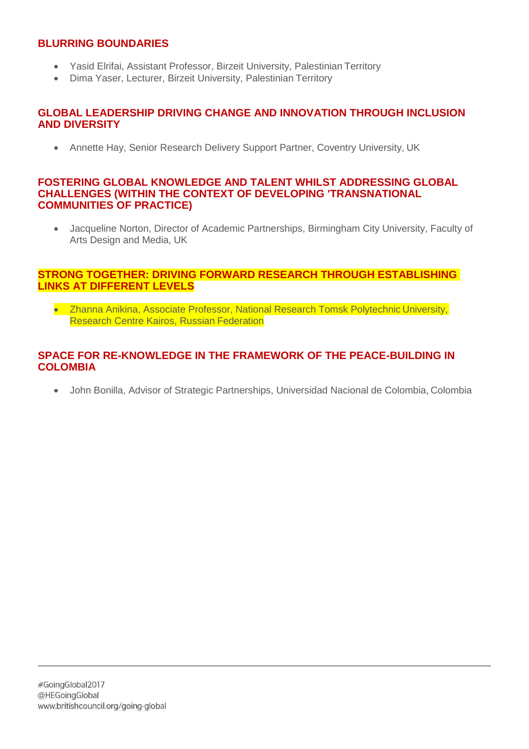### BLURRING BOUNDARIES

- Yasid Elrifai, Assistant Professor, Birzeit University, Palestinian Territory
- Dima Yaser, Lecturer, Birzeit University, Palestinian Territory

### GLOBAL LEADERSHIP DRIVING CHANGE AND INNOVATION THROUGH INCLUSION AND DIVERSITY

- Annette Hay, Senior Research Delivery Support Partner, Coventry University, UK

### FOSTERING GLOBAL KNOWLEDGE AND TALENT WHILST ADDRESSING GLOBAL CHALLENGES (WITHIN THE CONTEXT OF DEVELOPING 'TRANSNATIONAL COMMUNITIES OF PRACTICE)

- Jacqueline Norton, Director of Academic Partnerships, Birmingham City University, Faculty of Arts Design and Media, UK

### STRONG TOGETHER: DRIVING FORWARD RESEARCH THROUGH ESTABLISHING LINKS AT DIFFERENT LEVELS

- Zhanna Anikina, Associate Professor, National Research Tomsk Polytechnic University, Research Centre Kairos, Russian Federation

### SPACE FOR RE-KNOWLEDGE IN THE FRAMEWORK OF THE PEACE-BUILDING IN COLOMBIA

- John Bonilla, Advisor of Strategic Partnerships, Universidad Nacional de Colombia, Colombia